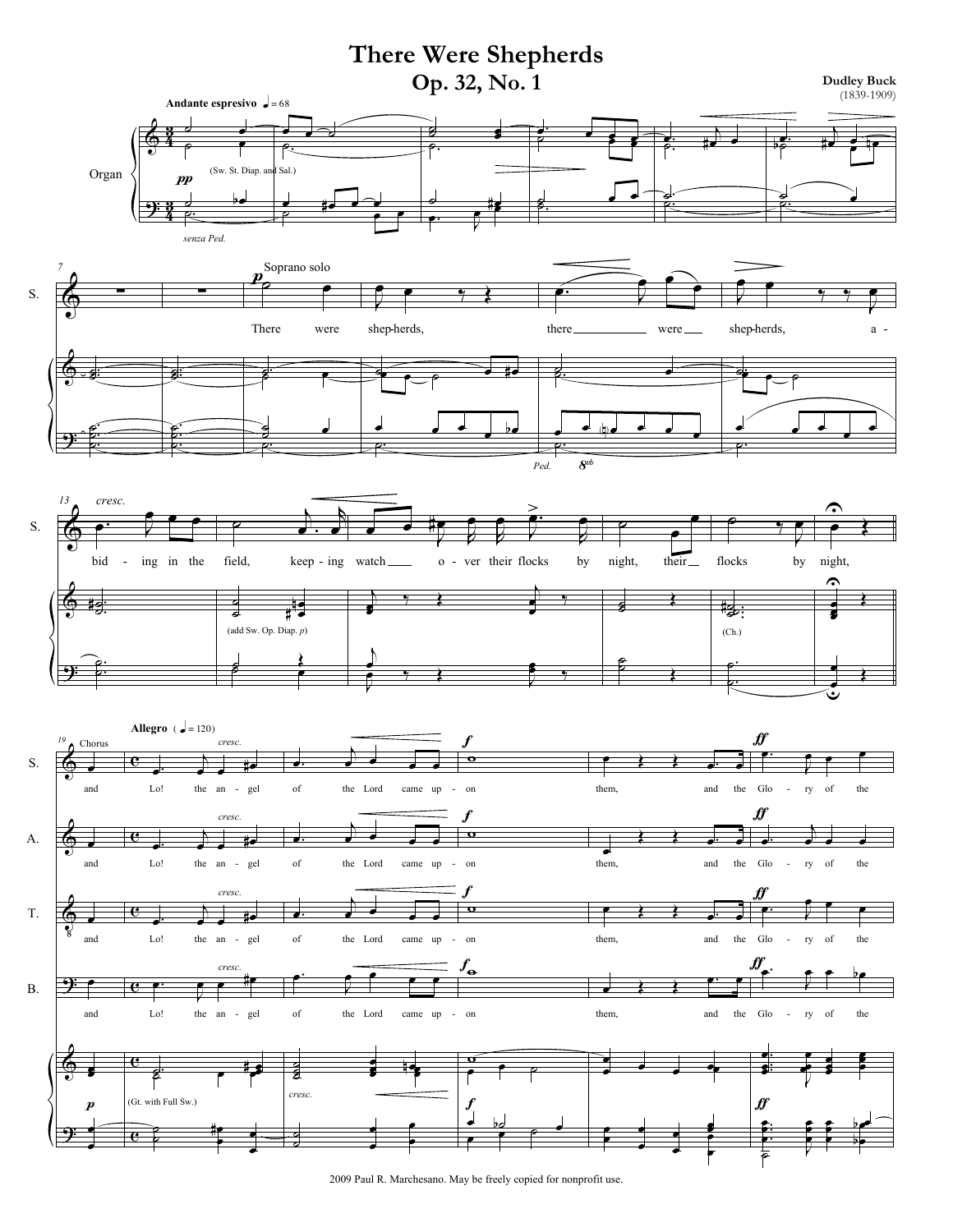# There Were Shepherds

## Op. 32, No. 1

**Dudley Buck**
(1839-1909)

**Andante espresivo** ♩ = 68

Organ

*pp* (Sw. St. Diap. and Sal.)

*senza Ped.*

Soprano solo

*p*

There were shep-herds, there were shep-herds, a - bid - ing in the field, keep - ing watch o - ver their flocks by night, their flocks by night,

*Ped.* 8vb

*cresc.*

(add Sw. Op. Diap. *p*)

(Ch.)

**Allegro** (♩ = 120)

Chorus

S. A. T. B.: and Lo! the an - gel of the Lord came up - on them, and the Glo - ry of the

*cresc.* *f* *ff*

*p* (Gt. with Full Sw.) *cresc.* *f* *ff*

2009 Paul R. Marchesano. May be freely copied for nonprofit use.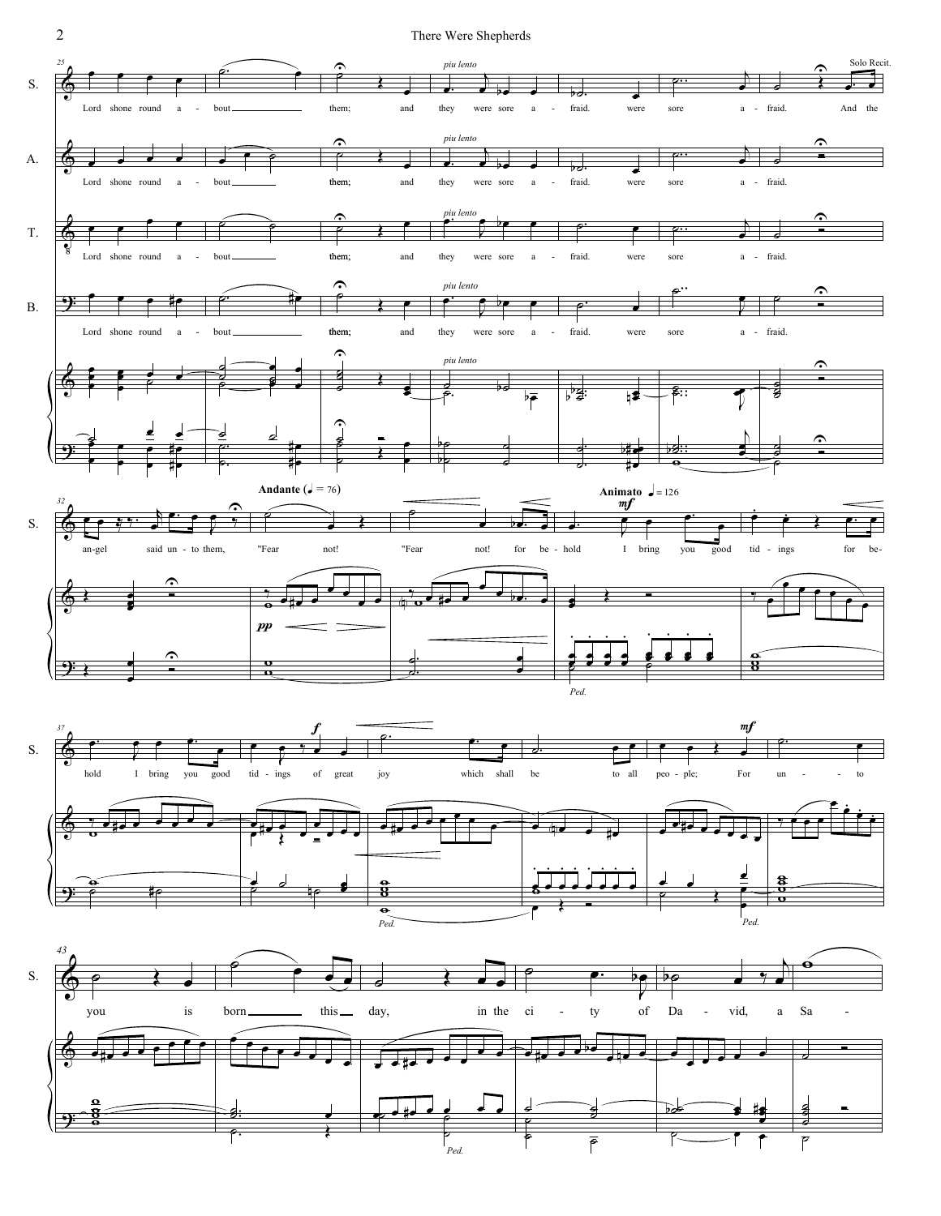S.

A.

T.

B.

*piu lento*

Lord shone round a - bout them; and they were sore a - fraid. were sore a - fraid.

Solo Recit.

And the an-gel said un - to them,

**Andante** (♩ = 76)

"Fear not! "Fear not! for be - hold

**Animato** ♩ = 126

*mf*

I bring you good tid - ings for be - hold I bring you good tid - ings of great joy which shall be to all peo - ple;

*f*

*mf*

For un - to you is born this day, in the ci - ty of Da - vid, a Sa -

*pp*

*Ped.*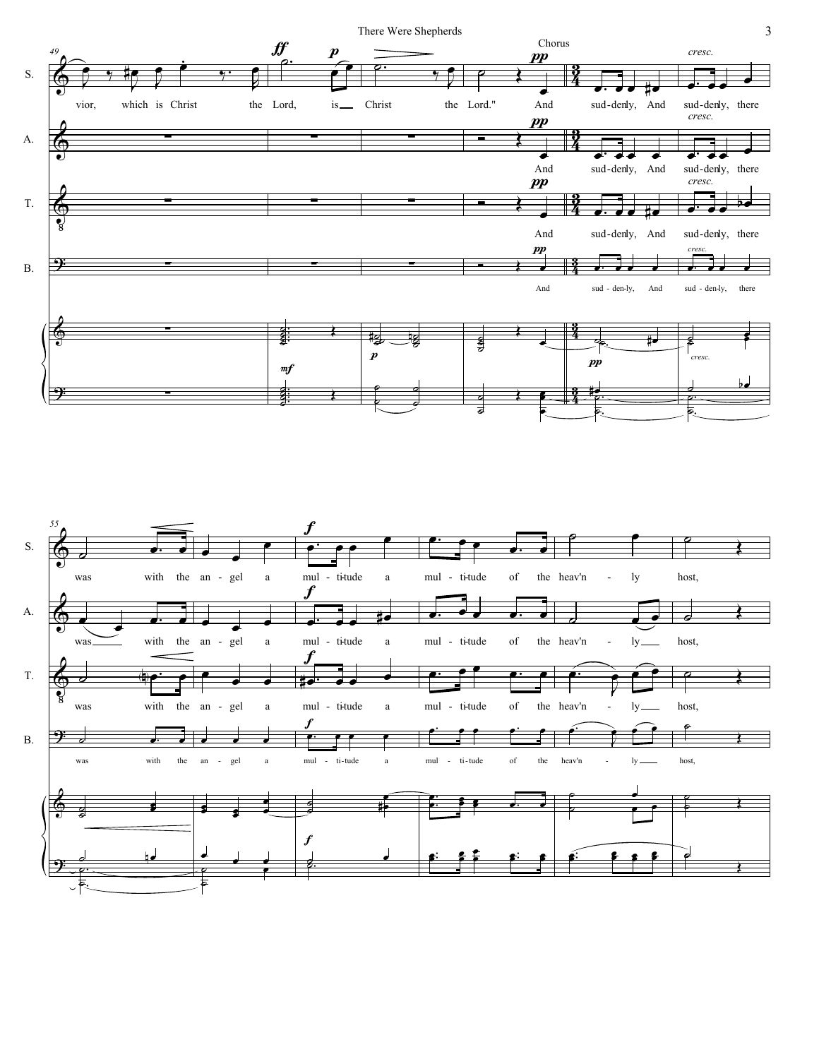Chorus

S.: vior, which is Christ the Lord, is Christ the Lord." And sud-denly, And sud-denly, there was with the an-gel a mul-ti-tude a mul-ti-tude of the heav'n-ly host,

A.: And sud-denly, And sud-denly, there was with the an-gel a mul-ti-tude a mul-ti-tude of the heav'n-ly host,

T.: And sud-denly, And sud-denly, there was with the an-gel a mul-ti-tude a mul-ti-tude of the heav'n-ly host,

B.: And sud-den-ly, And sud-den-ly, there was with the an-gel a mul-ti-tude a mul-ti-tude of the heav'n-ly host,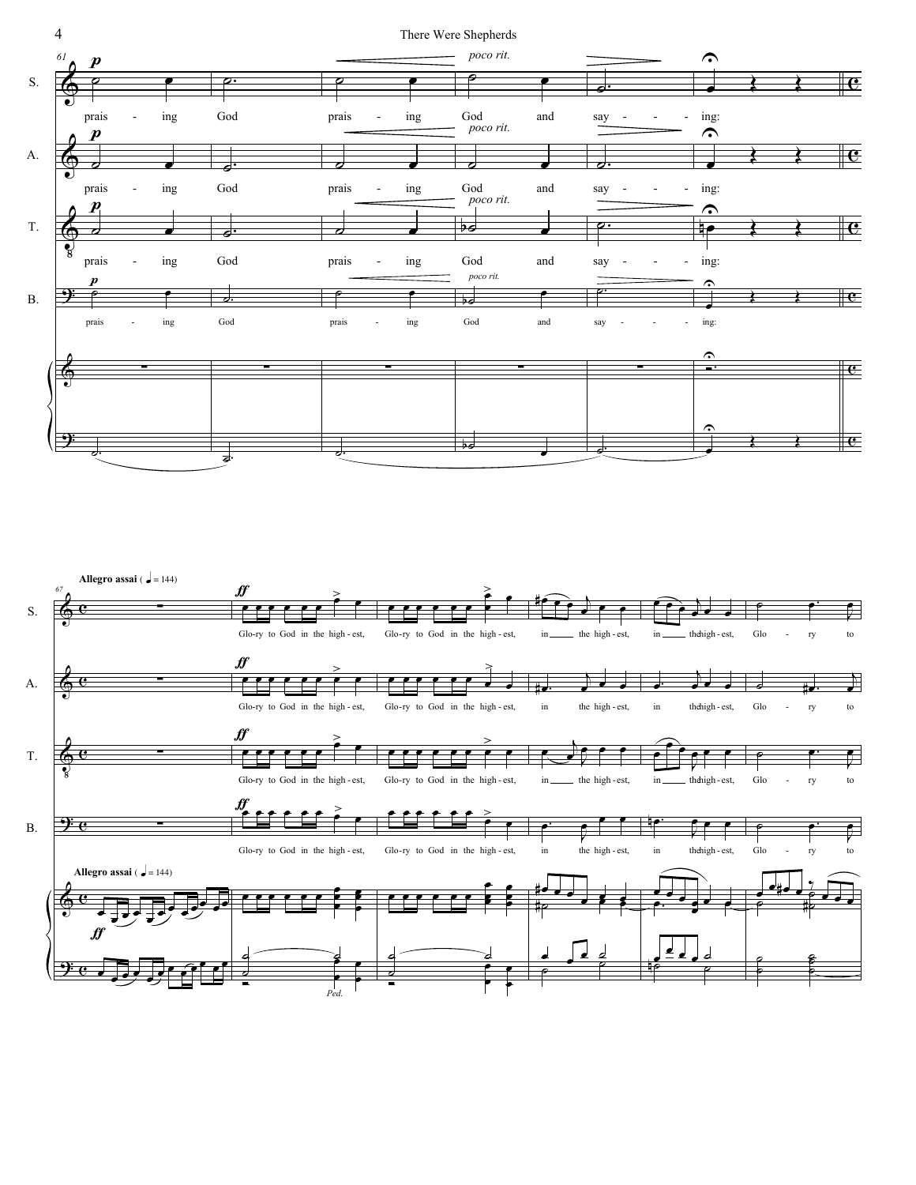*poco rit.*

S. prais - ing God prais - ing God and say - - - ing:

A. prais - ing God prais - ing God and say - - - ing:

T. prais - ing God prais - ing God and say - - - ing:

B. prais - ing God prais - ing God and say - - - ing:

**Allegro assai** (♩ = 144)

S. Glo-ry to God in the high - est, Glo-ry to God in the high - est, in the high - est, in the high - est, Glo - ry to

A. Glo-ry to God in the high - est, Glo-ry to God in the high - est, in the high - est, in the high - est, Glo - ry to

T. Glo-ry to God in the high - est, Glo-ry to God in the high - est, in the high - est, in the high - est, Glo - ry to

B. Glo-ry to God in the high - est, Glo-ry to God in the high - est, in the high - est, in the high - est, Glo - ry to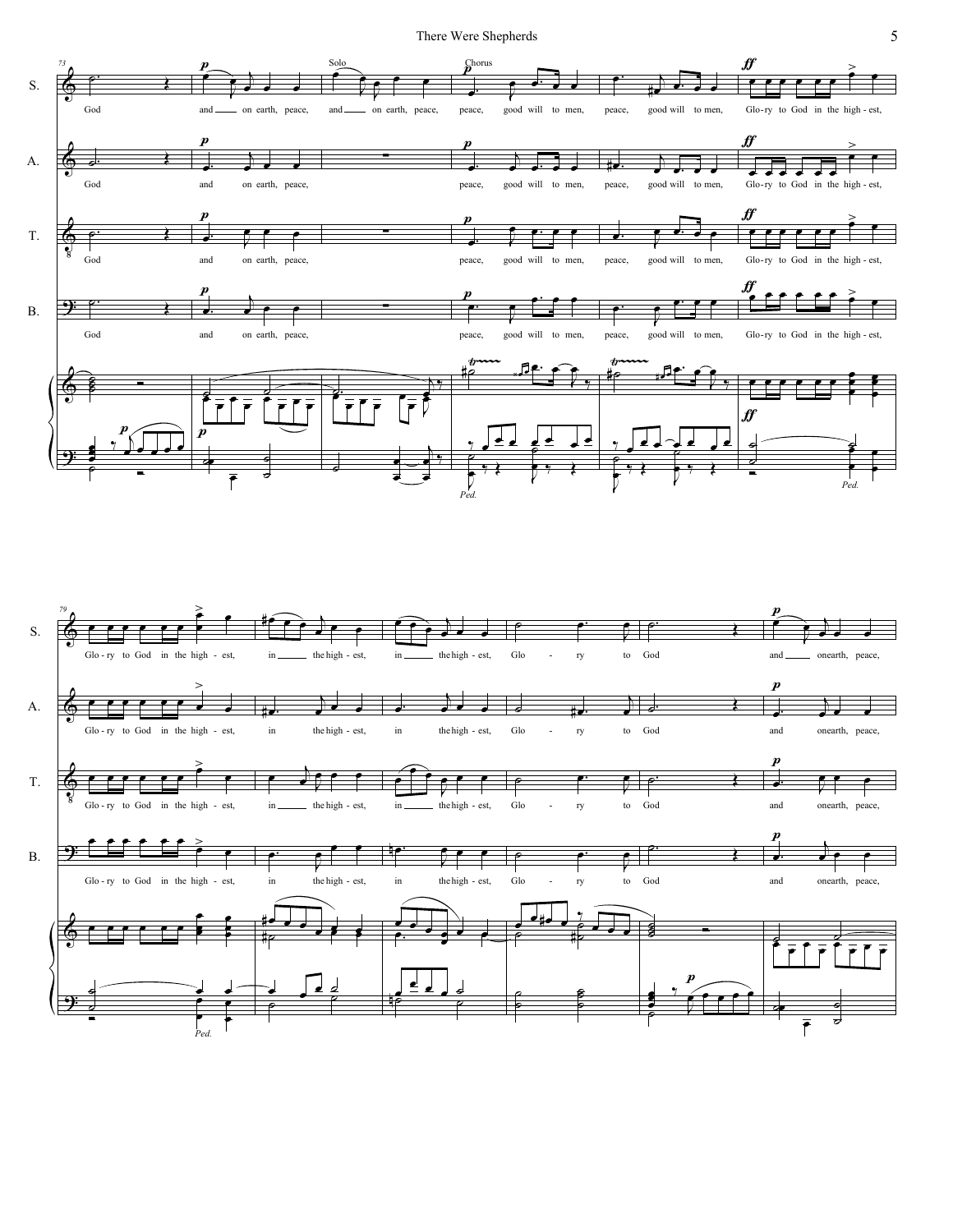**S.** (73) God | *p* and on earth, peace, | Solo: and on earth, peace, | Chorus: *p* peace, good will to men, | peace, good will to men, | *ff* Glo-ry to God in the high-est,

**A.** God | *p* and on earth, peace, | *p* peace, good will to men, | peace, good will to men, | *ff* Glo-ry to God in the high-est,

**T.** God | *p* and on earth, peace, | *p* peace, good will to men, | peace, good will to men, | *ff* Glo-ry to God in the high-est,

**B.** God | *p* and on earth, peace, | *p* peace, good will to men, | peace, good will to men, | *ff* Glo-ry to God in the high-est,

**S.** (79) Glo-ry to God in the high-est, | in the high-est, | in the high-est, | Glo - ry to God | *p* and on earth, peace,

**A.** Glo-ry to God in the high-est, | in the high-est, | in the high-est, | Glo - ry to God | *p* and on earth, peace,

**T.** Glo-ry to God in the high-est, | in the high-est, | in the high-est, | Glo - ry to God | *p* and on earth, peace,

**B.** Glo-ry to God in the high-est, | in the high-est, | in the high-est, | Glo - ry to God | *p* and on earth, peace,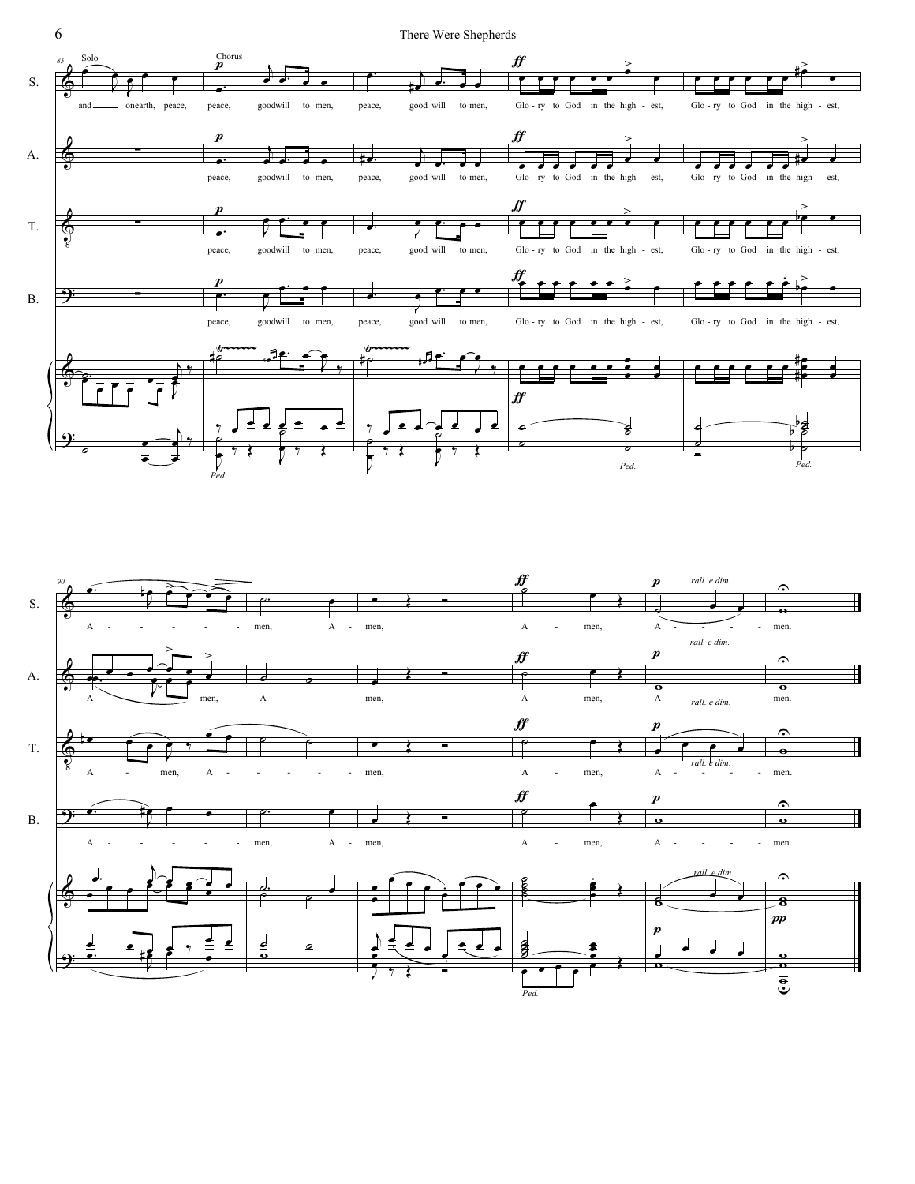Solo

Chorus

S.: and ___ on earth, peace, peace, goodwill to men, peace, good will to men, Glo - ry to God in the high - est, Glo - ry to God in the high - est, A - - - - - - men, A - men, A - men, A - - - - men.

A.: peace, goodwill to men, peace, good will to men, Glo - ry to God in the high - est, Glo - ry to God in the high - est, A - - - men, A - - - men, A - men, A - - men.

T.: peace, goodwill to men, peace, good will to men, Glo - ry to God in the high - est, Glo - ry to God in the high - est, A - men, A - - - - - - men, A - men, A - - - - men.

B.: peace, goodwill to men, peace, good will to men, Glo - ry to God in the high - est, Glo - ry to God in the high - est, A - - - - - - men, A - men, A - men, A - - - - men.

*p* *ff* *rall. e dim.* *pp* *Ped.*